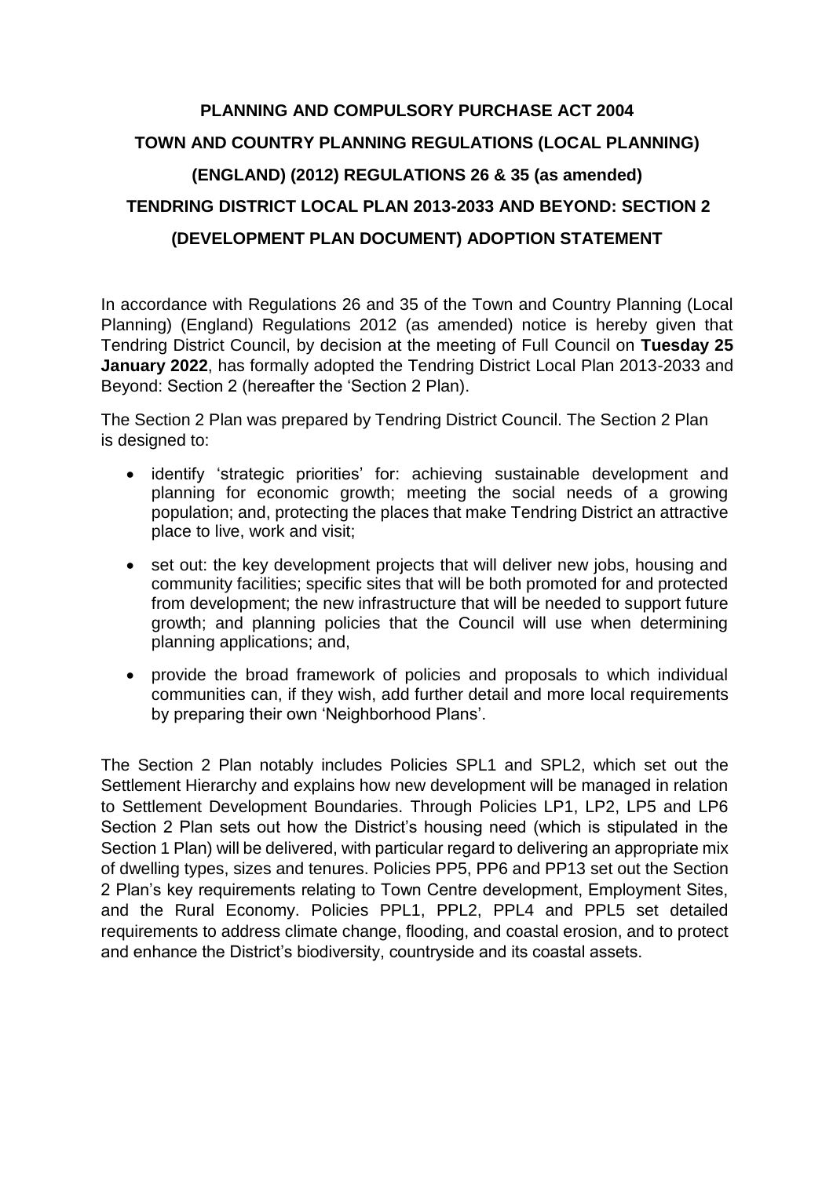# PLANNING AND COMPULSORY PURCHASE ACT 2004

# TOWN AND COUNTRY PLANNING REGULATIONS (LOCAL PLANNING) (ENGLAND) (2012) REGULATIONS 26 & 35 (as amended)

# TENDRING DISTRICT LOCAL PLAN 2013-2033 AND BEYOND: SECTION 2 (DEVELOPMENT PLAN DOCUMENT) ADOPTION STATEMENT

In accordance with Regulations 26 and 35 of the Town and Country Planning (Local Planning) (England) Regulations 2012 (as amended) notice is hereby given that Tendring District Council, by decision at the meeting of Full Council on **Tuesday 25 January 2022**, has formally adopted the Tendring District Local Plan 2013-2033 and Beyond: Section 2 (hereafter the 'Section 2 Plan).

The Section 2 Plan was prepared by Tendring District Council. The Section 2 Plan is designed to:

- identify 'strategic priorities' for: achieving sustainable development and planning for economic growth; meeting the social needs of a growing population; and, protecting the places that make Tendring District an attractive place to live, work and visit;
- set out: the key development projects that will deliver new jobs, housing and community facilities; specific sites that will be both promoted for and protected from development; the new infrastructure that will be needed to support future growth; and planning policies that the Council will use when determining planning applications; and,
- provide the broad framework of policies and proposals to which individual communities can, if they wish, add further detail and more local requirements by preparing their own 'Neighborhood Plans'.

The Section 2 Plan notably includes Policies SPL1 and SPL2, which set out the Settlement Hierarchy and explains how new development will be managed in relation to Settlement Development Boundaries. Through Policies LP1, LP2, LP5 and LP6 Section 2 Plan sets out how the District's housing need (which is stipulated in the Section 1 Plan) will be delivered, with particular regard to delivering an appropriate mix of dwelling types, sizes and tenures. Policies PP5, PP6 and PP13 set out the Section 2 Plan's key requirements relating to Town Centre development, Employment Sites, and the Rural Economy. Policies PPL1, PPL2, PPL4 and PPL5 set detailed requirements to address climate change, flooding, and coastal erosion, and to protect and enhance the District's biodiversity, countryside and its coastal assets.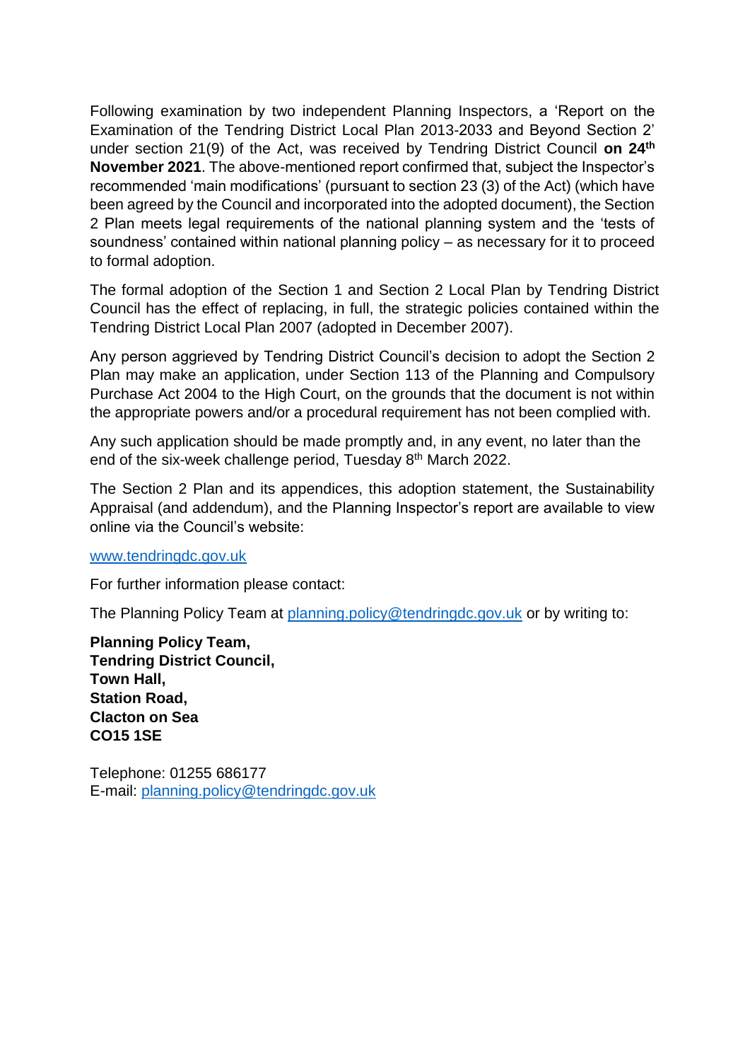Following examination by two independent Planning Inspectors, a 'Report on the Examination of the Tendring District Local Plan 2013-2033 and Beyond Section 2' under section 21(9) of the Act, was received by Tendring District Council **on 24th November 2021**. The above-mentioned report confirmed that, subject the Inspector's recommended 'main modifications' (pursuant to section 23 (3) of the Act) (which have been agreed by the Council and incorporated into the adopted document), the Section 2 Plan meets legal requirements of the national planning system and the 'tests of soundness' contained within national planning policy – as necessary for it to proceed to formal adoption.

The formal adoption of the Section 1 and Section 2 Local Plan by Tendring District Council has the effect of replacing, in full, the strategic policies contained within the Tendring District Local Plan 2007 (adopted in December 2007).

Any person aggrieved by Tendring District Council's decision to adopt the Section 2 Plan may make an application, under Section 113 of the Planning and Compulsory Purchase Act 2004 to the High Court, on the grounds that the document is not within the appropriate powers and/or a procedural requirement has not been complied with.

Any such application should be made promptly and, in any event, no later than the end of the six-week challenge period, Tuesday 8th March 2022.

The Section 2 Plan and its appendices, this adoption statement, the Sustainability Appraisal (and addendum), and the Planning Inspector's report are available to view online via the Council's website:

www.tendringdc.gov.uk

For further information please contact:

The Planning Policy Team at planning.policy@tendringdc.gov.uk or by writing to:

**Planning Policy Team,**
**Tendring District Council,**
**Town Hall,**
**Station Road,**
**Clacton on Sea**
**CO15 1SE**

Telephone: 01255 686177
E-mail: planning.policy@tendringdc.gov.uk